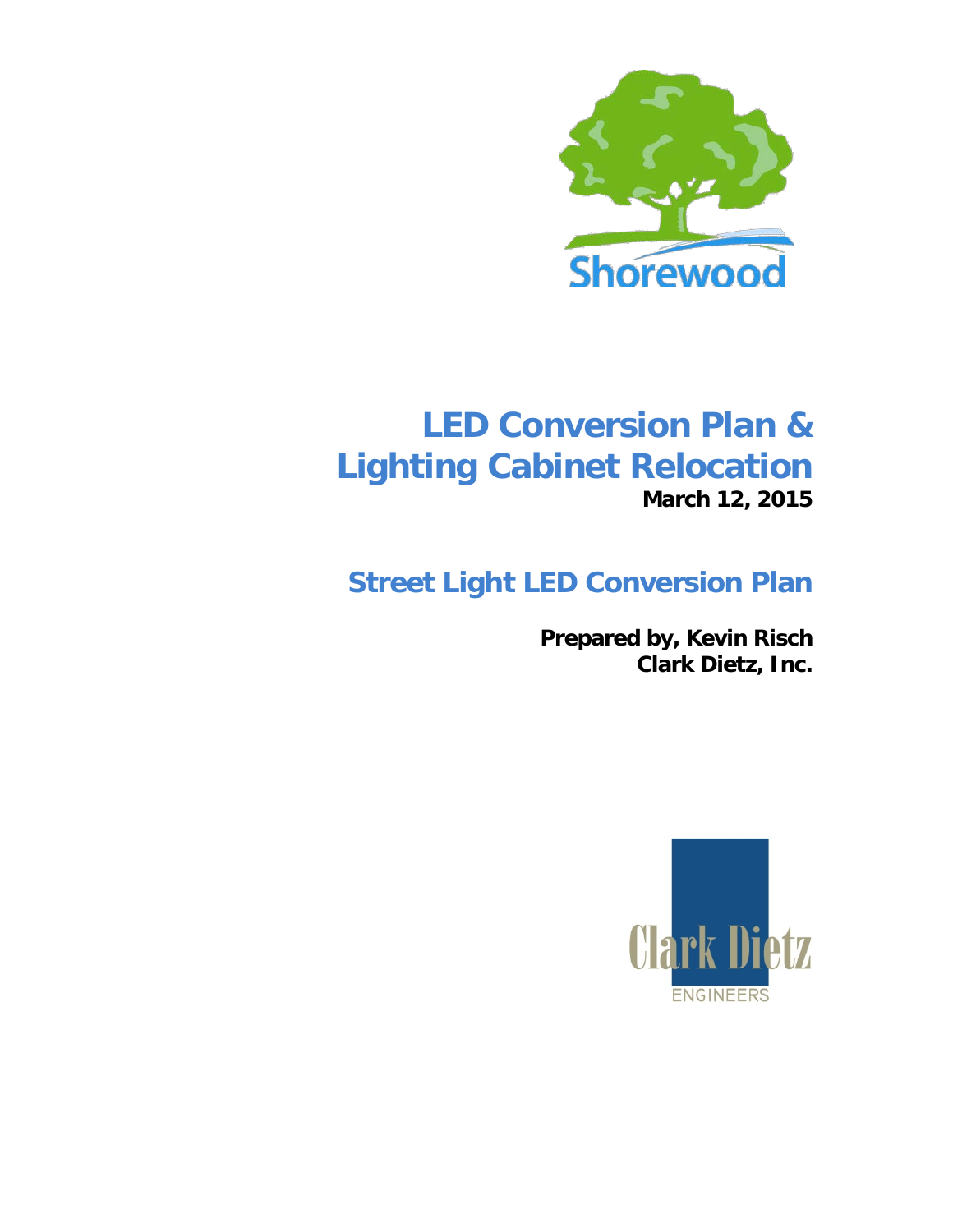Shorewood

# LED Conversion Plan & Lighting Cabinet Relocation

**March 12, 2015**

## Street Light LED Conversion Plan

**Prepared by, Kevin Risch**
**Clark Dietz, Inc.**

Clark Dietz
ENGINEERS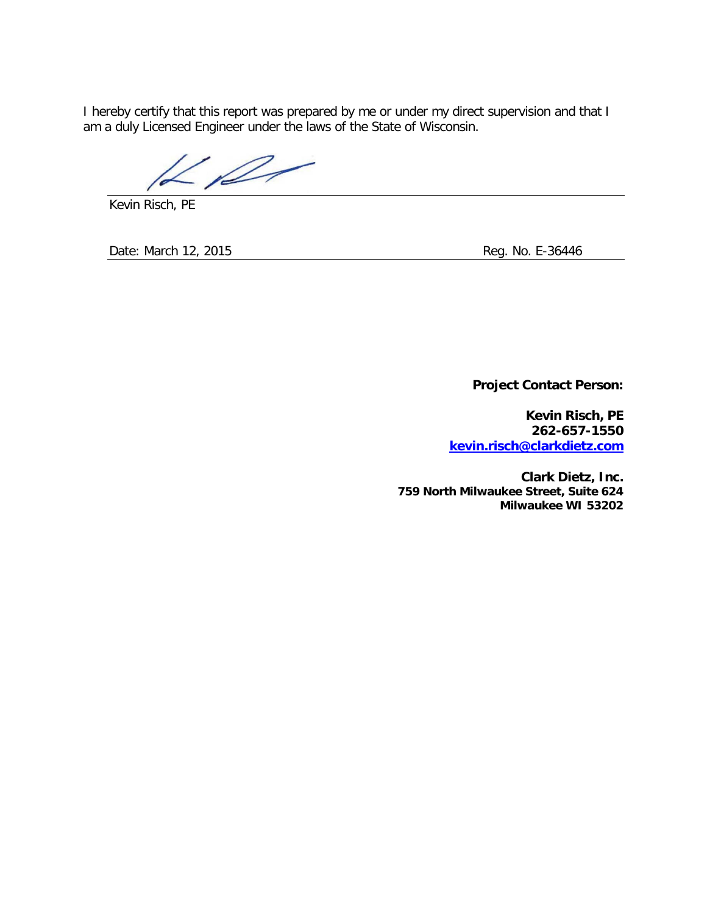I hereby certify that this report was prepared by me or under my direct supervision and that I am a duly Licensed Engineer under the laws of the State of Wisconsin.

Kevin Risch, PE

Date: March 12, 2015 Reg. No. E-36446

**Project Contact Person:**

**Kevin Risch, PE**
**262-657-1550**
**kevin.risch@clarkdietz.com**

**Clark Dietz, Inc.**
**759 North Milwaukee Street, Suite 624**
**Milwaukee WI 53202**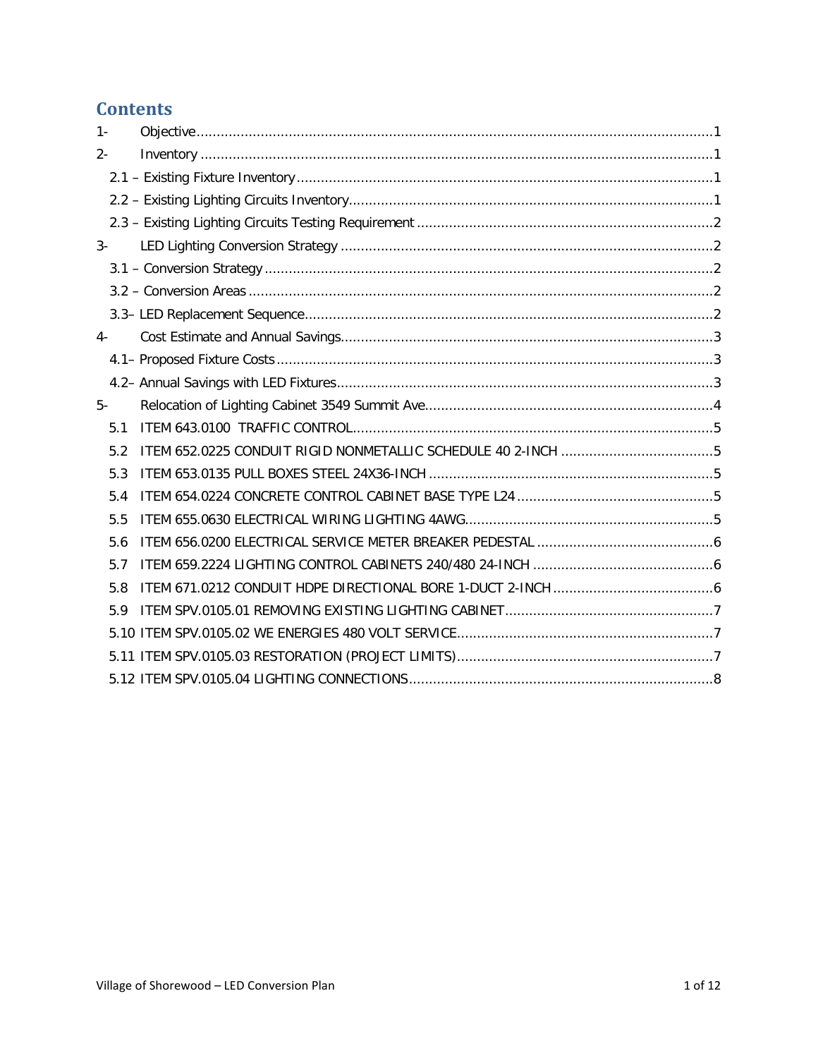## Contents

1- Objective.....1

2- Inventory.....1

- 2.1 – Existing Fixture Inventory.....1
- 2.2 – Existing Lighting Circuits Inventory.....1
- 2.3 – Existing Lighting Circuits Testing Requirement.....2

3- LED Lighting Conversion Strategy.....2

- 3.1 – Conversion Strategy.....2
- 3.2 – Conversion Areas.....2
- 3.3– LED Replacement Sequence.....2

4- Cost Estimate and Annual Savings.....3

- 4.1– Proposed Fixture Costs.....3
- 4.2– Annual Savings with LED Fixtures.....3

5- Relocation of Lighting Cabinet 3549 Summit Ave.....4

- 5.1 ITEM 643.0100 TRAFFIC CONTROL.....5
- 5.2 ITEM 652.0225 CONDUIT RIGID NONMETALLIC SCHEDULE 40 2-INCH.....5
- 5.3 ITEM 653.0135 PULL BOXES STEEL 24X36-INCH.....5
- 5.4 ITEM 654.0224 CONCRETE CONTROL CABINET BASE TYPE L24.....5
- 5.5 ITEM 655.0630 ELECTRICAL WIRING LIGHTING 4AWG.....5
- 5.6 ITEM 656.0200 ELECTRICAL SERVICE METER BREAKER PEDESTAL.....6
- 5.7 ITEM 659.2224 LIGHTING CONTROL CABINETS 240/480 24-INCH.....6
- 5.8 ITEM 671.0212 CONDUIT HDPE DIRECTIONAL BORE 1-DUCT 2-INCH.....6
- 5.9 ITEM SPV.0105.01 REMOVING EXISTING LIGHTING CABINET.....7
- 5.10 ITEM SPV.0105.02 WE ENERGIES 480 VOLT SERVICE.....7
- 5.11 ITEM SPV.0105.03 RESTORATION (PROJECT LIMITS).....7
- 5.12 ITEM SPV.0105.04 LIGHTING CONNECTIONS.....8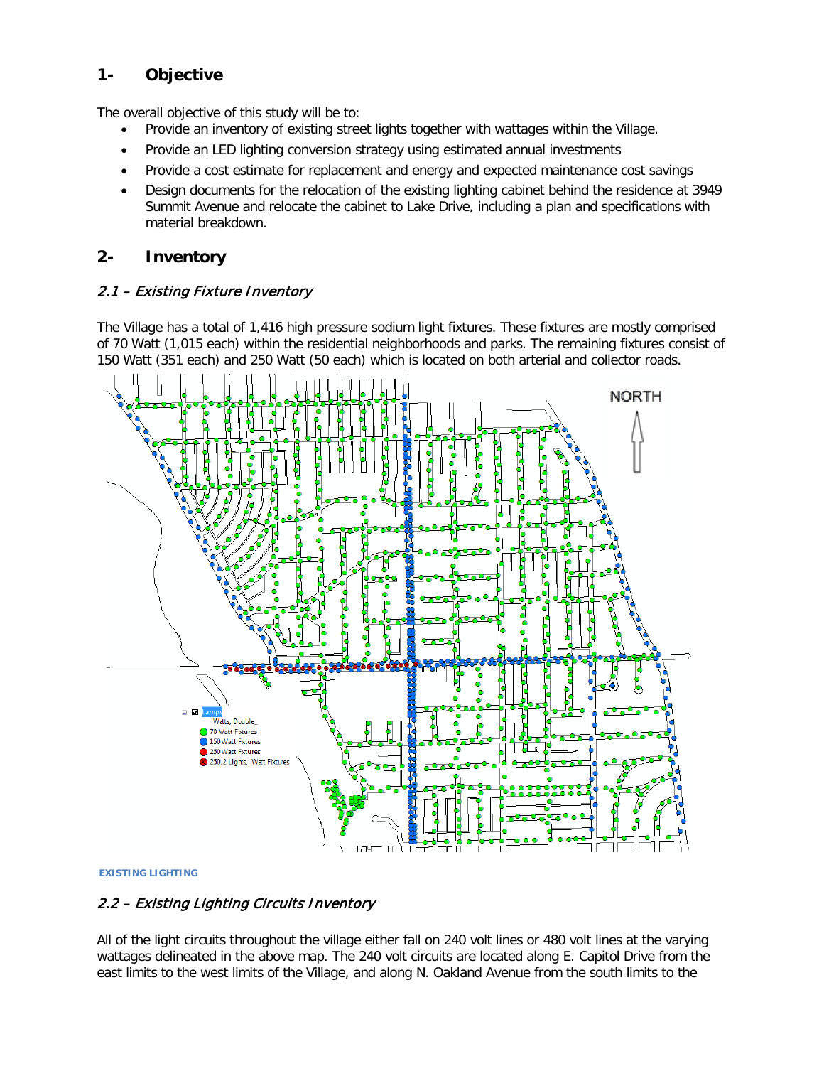## 1- Objective

The overall objective of this study will be to:

- Provide an inventory of existing street lights together with wattages within the Village.
- Provide an LED lighting conversion strategy using estimated annual investments
- Provide a cost estimate for replacement and energy and expected maintenance cost savings
- Design documents for the relocation of the existing lighting cabinet behind the residence at 3949 Summit Avenue and relocate the cabinet to Lake Drive, including a plan and specifications with material breakdown.

## 2- Inventory

### *2.1 – Existing Fixture Inventory*

The Village has a total of 1,416 high pressure sodium light fixtures. These fixtures are mostly comprised of 70 Watt (1,015 each) within the residential neighborhoods and parks. The remaining fixtures consist of 150 Watt (351 each) and 250 Watt (50 each) which is located on both arterial and collector roads.

**EXISTING LIGHTING**

### *2.2 – Existing Lighting Circuits Inventory*

All of the light circuits throughout the village either fall on 240 volt lines or 480 volt lines at the varying wattages delineated in the above map. The 240 volt circuits are located along E. Capitol Drive from the east limits to the west limits of the Village, and along N. Oakland Avenue from the south limits to the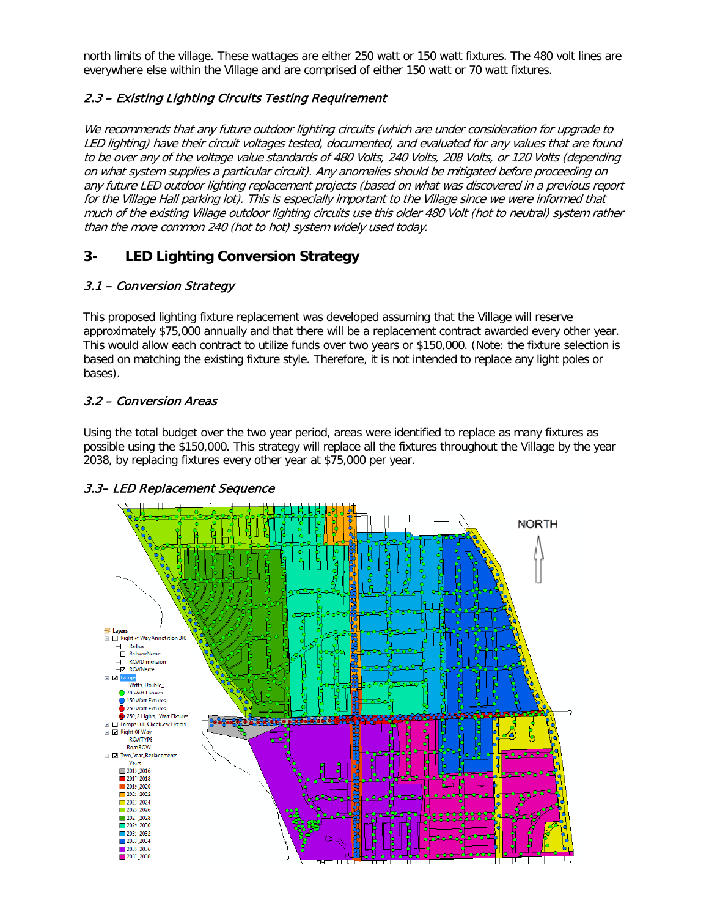north limits of the village. These wattages are either 250 watt or 150 watt fixtures. The 480 volt lines are everywhere else within the Village and are comprised of either 150 watt or 70 watt fixtures.

### *2.3 – Existing Lighting Circuits Testing Requirement*

*We recommends that any future outdoor lighting circuits (which are under consideration for upgrade to LED lighting) have their circuit voltages tested, documented, and evaluated for any values that are found to be over any of the voltage value standards of 480 Volts, 240 Volts, 208 Volts, or 120 Volts (depending on what system supplies a particular circuit). Any anomalies should be mitigated before proceeding on any future LED outdoor lighting replacement projects (based on what was discovered in a previous report for the Village Hall parking lot). This is especially important to the Village since we were informed that much of the existing Village outdoor lighting circuits use this older 480 Volt (hot to neutral) system rather than the more common 240 (hot to hot) system widely used today.*

## 3- LED Lighting Conversion Strategy

### *3.1 – Conversion Strategy*

This proposed lighting fixture replacement was developed assuming that the Village will reserve approximately $75,000 annually and that there will be a replacement contract awarded every other year. This would allow each contract to utilize funds over two years or $150,000. (Note: the fixture selection is based on matching the existing fixture style. Therefore, it is not intended to replace any light poles or bases).

### *3.2 – Conversion Areas*

Using the total budget over the two year period, areas were identified to replace as many fixtures as possible using the $150,000. This strategy will replace all the fixtures throughout the Village by the year 2038, by replacing fixtures every other year at $75,000 per year.

### *3.3– LED Replacement Sequence*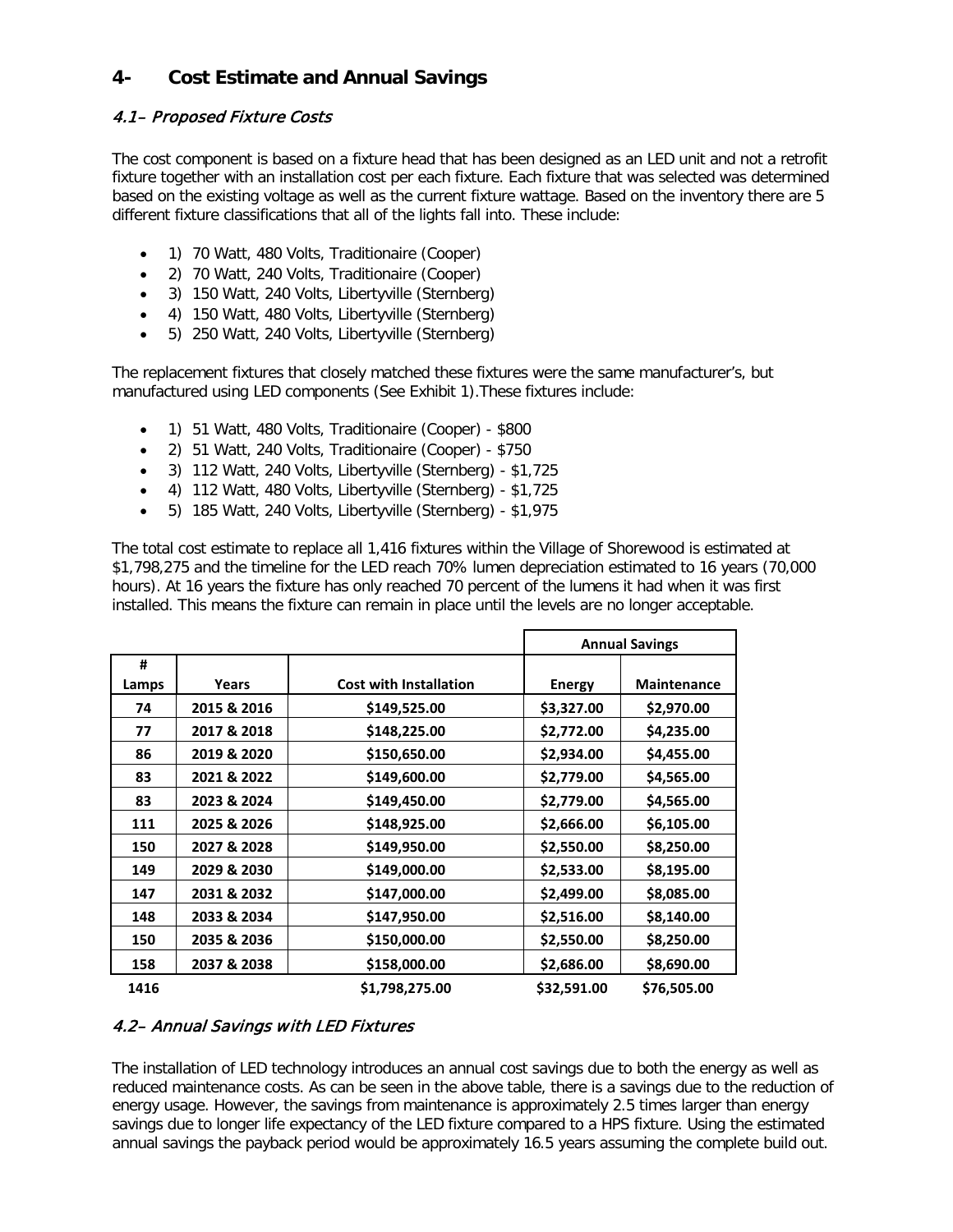## 4- Cost Estimate and Annual Savings

### *4.1– Proposed Fixture Costs*

The cost component is based on a fixture head that has been designed as an LED unit and not a retrofit fixture together with an installation cost per each fixture. Each fixture that was selected was determined based on the existing voltage as well as the current fixture wattage. Based on the inventory there are 5 different fixture classifications that all of the lights fall into. These include:

- 1) 70 Watt, 480 Volts, Traditionaire (Cooper)
- 2) 70 Watt, 240 Volts, Traditionaire (Cooper)
- 3) 150 Watt, 240 Volts, Libertyville (Sternberg)
- 4) 150 Watt, 480 Volts, Libertyville (Sternberg)
- 5) 250 Watt, 240 Volts, Libertyville (Sternberg)

The replacement fixtures that closely matched these fixtures were the same manufacturer's, but manufactured using LED components (See Exhibit 1).These fixtures include:

- 1) 51 Watt, 480 Volts, Traditionaire (Cooper) - $800
- 2) 51 Watt, 240 Volts, Traditionaire (Cooper) - $750
- 3) 112 Watt, 240 Volts, Libertyville (Sternberg) - $1,725
- 4) 112 Watt, 480 Volts, Libertyville (Sternberg) - $1,725
- 5) 185 Watt, 240 Volts, Libertyville (Sternberg) - $1,975

The total cost estimate to replace all 1,416 fixtures within the Village of Shorewood is estimated at $1,798,275 and the timeline for the LED reach 70% lumen depreciation estimated to 16 years (70,000 hours). At 16 years the fixture has only reached 70 percent of the lumens it had when it was first installed. This means the fixture can remain in place until the levels are no longer acceptable.

| | | | Annual Savings | |
|---|---|---|---|---|
| # Lamps | Years | Cost with Installation | Energy | Maintenance |
| 74 | 2015 & 2016 | $149,525.00 | $3,327.00 | $2,970.00 |
| 77 | 2017 & 2018 | $148,225.00 | $2,772.00 | $4,235.00 |
| 86 | 2019 & 2020 | $150,650.00 | $2,934.00 | $4,455.00 |
| 83 | 2021 & 2022 | $149,600.00 | $2,779.00 | $4,565.00 |
| 83 | 2023 & 2024 | $149,450.00 | $2,779.00 | $4,565.00 |
| 111 | 2025 & 2026 | $148,925.00 | $2,666.00 | $6,105.00 |
| 150 | 2027 & 2028 | $149,950.00 | $2,550.00 | $8,250.00 |
| 149 | 2029 & 2030 | $149,000.00 | $2,533.00 | $8,195.00 |
| 147 | 2031 & 2032 | $147,000.00 | $2,499.00 | $8,085.00 |
| 148 | 2033 & 2034 | $147,950.00 | $2,516.00 | $8,140.00 |
| 150 | 2035 & 2036 | $150,000.00 | $2,550.00 | $8,250.00 |
| 158 | 2037 & 2038 | $158,000.00 | $2,686.00 | $8,690.00 |
| 1416 | | $1,798,275.00 | $32,591.00 | $76,505.00 |

### *4.2– Annual Savings with LED Fixtures*

The installation of LED technology introduces an annual cost savings due to both the energy as well as reduced maintenance costs. As can be seen in the above table, there is a savings due to the reduction of energy usage. However, the savings from maintenance is approximately 2.5 times larger than energy savings due to longer life expectancy of the LED fixture compared to a HPS fixture. Using the estimated annual savings the payback period would be approximately 16.5 years assuming the complete build out.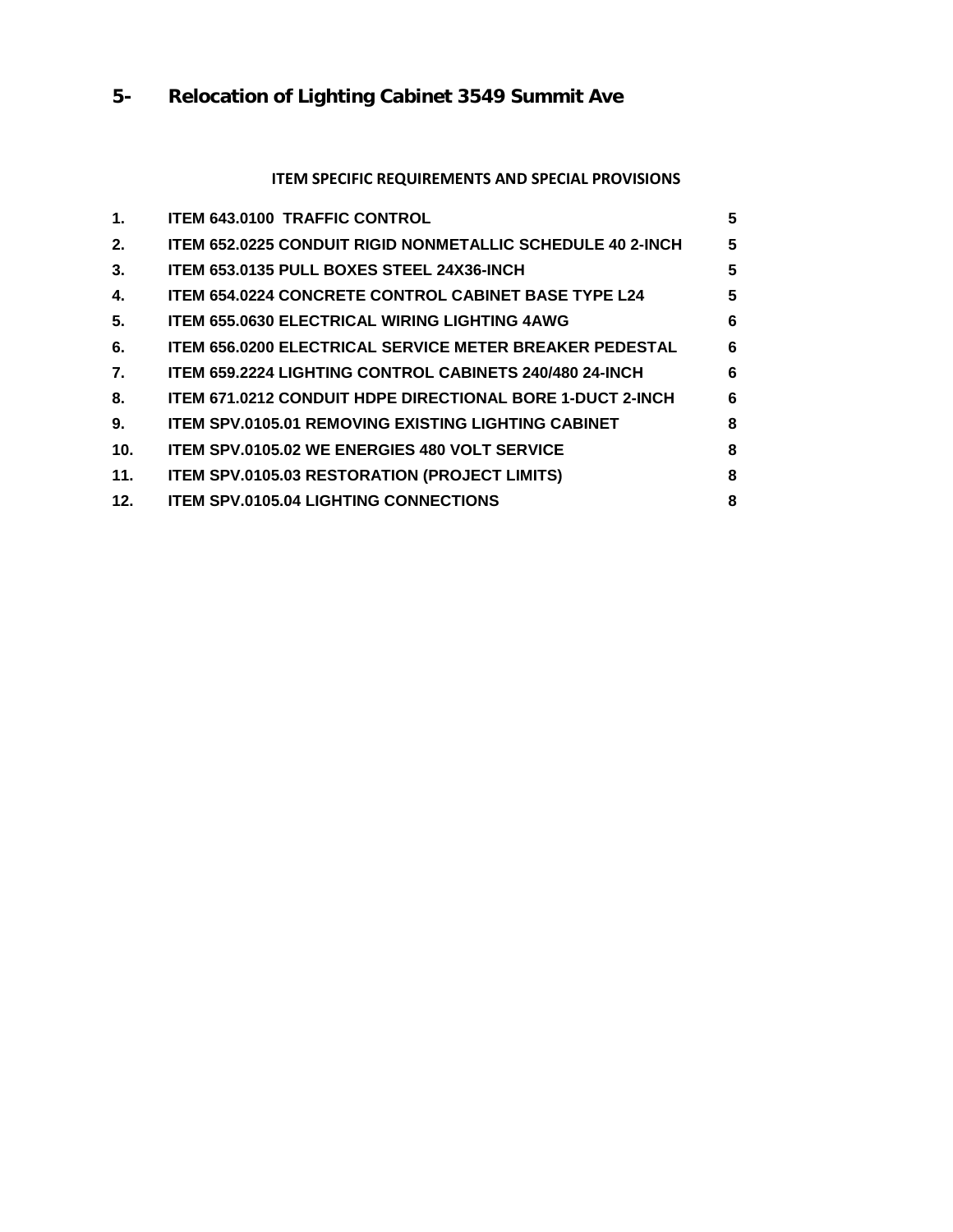# 5- Relocation of Lighting Cabinet 3549 Summit Ave

## ITEM SPECIFIC REQUIREMENTS AND SPECIAL PROVISIONS

| | | |
|---|---|---|
| **1.** | **ITEM 643.0100 TRAFFIC CONTROL** | **5** |
| **2.** | **ITEM 652.0225 CONDUIT RIGID NONMETALLIC SCHEDULE 40 2-INCH** | **5** |
| **3.** | **ITEM 653.0135 PULL BOXES STEEL 24X36-INCH** | **5** |
| **4.** | **ITEM 654.0224 CONCRETE CONTROL CABINET BASE TYPE L24** | **5** |
| **5.** | **ITEM 655.0630 ELECTRICAL WIRING LIGHTING 4AWG** | **6** |
| **6.** | **ITEM 656.0200 ELECTRICAL SERVICE METER BREAKER PEDESTAL** | **6** |
| **7.** | **ITEM 659.2224 LIGHTING CONTROL CABINETS 240/480 24-INCH** | **6** |
| **8.** | **ITEM 671.0212 CONDUIT HDPE DIRECTIONAL BORE 1-DUCT 2-INCH** | **6** |
| **9.** | **ITEM SPV.0105.01 REMOVING EXISTING LIGHTING CABINET** | **8** |
| **10.** | **ITEM SPV.0105.02 WE ENERGIES 480 VOLT SERVICE** | **8** |
| **11.** | **ITEM SPV.0105.03 RESTORATION (PROJECT LIMITS)** | **8** |
| **12.** | **ITEM SPV.0105.04 LIGHTING CONNECTIONS** | **8** |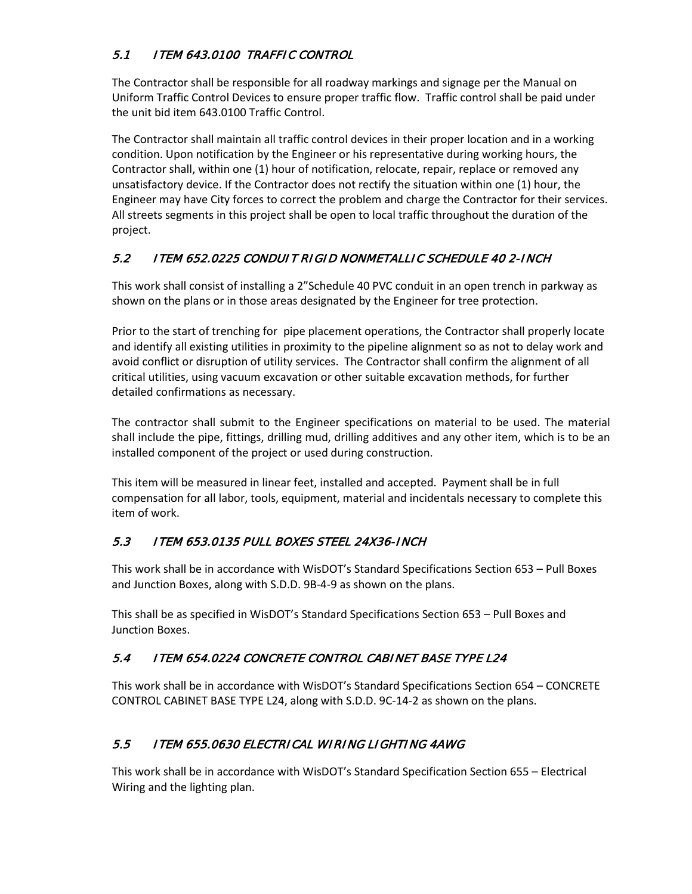## *5.1 ITEM 643.0100 TRAFFIC CONTROL*

The Contractor shall be responsible for all roadway markings and signage per the Manual on Uniform Traffic Control Devices to ensure proper traffic flow. Traffic control shall be paid under the unit bid item 643.0100 Traffic Control.

The Contractor shall maintain all traffic control devices in their proper location and in a working condition. Upon notification by the Engineer or his representative during working hours, the Contractor shall, within one (1) hour of notification, relocate, repair, replace or removed any unsatisfactory device. If the Contractor does not rectify the situation within one (1) hour, the Engineer may have City forces to correct the problem and charge the Contractor for their services. All streets segments in this project shall be open to local traffic throughout the duration of the project.

## *5.2 ITEM 652.0225 CONDUIT RIGID NONMETALLIC SCHEDULE 40 2-INCH*

This work shall consist of installing a 2"Schedule 40 PVC conduit in an open trench in parkway as shown on the plans or in those areas designated by the Engineer for tree protection.

Prior to the start of trenching for pipe placement operations, the Contractor shall properly locate and identify all existing utilities in proximity to the pipeline alignment so as not to delay work and avoid conflict or disruption of utility services. The Contractor shall confirm the alignment of all critical utilities, using vacuum excavation or other suitable excavation methods, for further detailed confirmations as necessary.

The contractor shall submit to the Engineer specifications on material to be used. The material shall include the pipe, fittings, drilling mud, drilling additives and any other item, which is to be an installed component of the project or used during construction.

This item will be measured in linear feet, installed and accepted. Payment shall be in full compensation for all labor, tools, equipment, material and incidentals necessary to complete this item of work.

## *5.3 ITEM 653.0135 PULL BOXES STEEL 24X36-INCH*

This work shall be in accordance with WisDOT's Standard Specifications Section 653 – Pull Boxes and Junction Boxes, along with S.D.D. 9B-4-9 as shown on the plans.

This shall be as specified in WisDOT's Standard Specifications Section 653 – Pull Boxes and Junction Boxes.

## *5.4 ITEM 654.0224 CONCRETE CONTROL CABINET BASE TYPE L24*

This work shall be in accordance with WisDOT's Standard Specifications Section 654 – CONCRETE CONTROL CABINET BASE TYPE L24, along with S.D.D. 9C-14-2 as shown on the plans.

## *5.5 ITEM 655.0630 ELECTRICAL WIRING LIGHTING 4AWG*

This work shall be in accordance with WisDOT's Standard Specification Section 655 – Electrical Wiring and the lighting plan.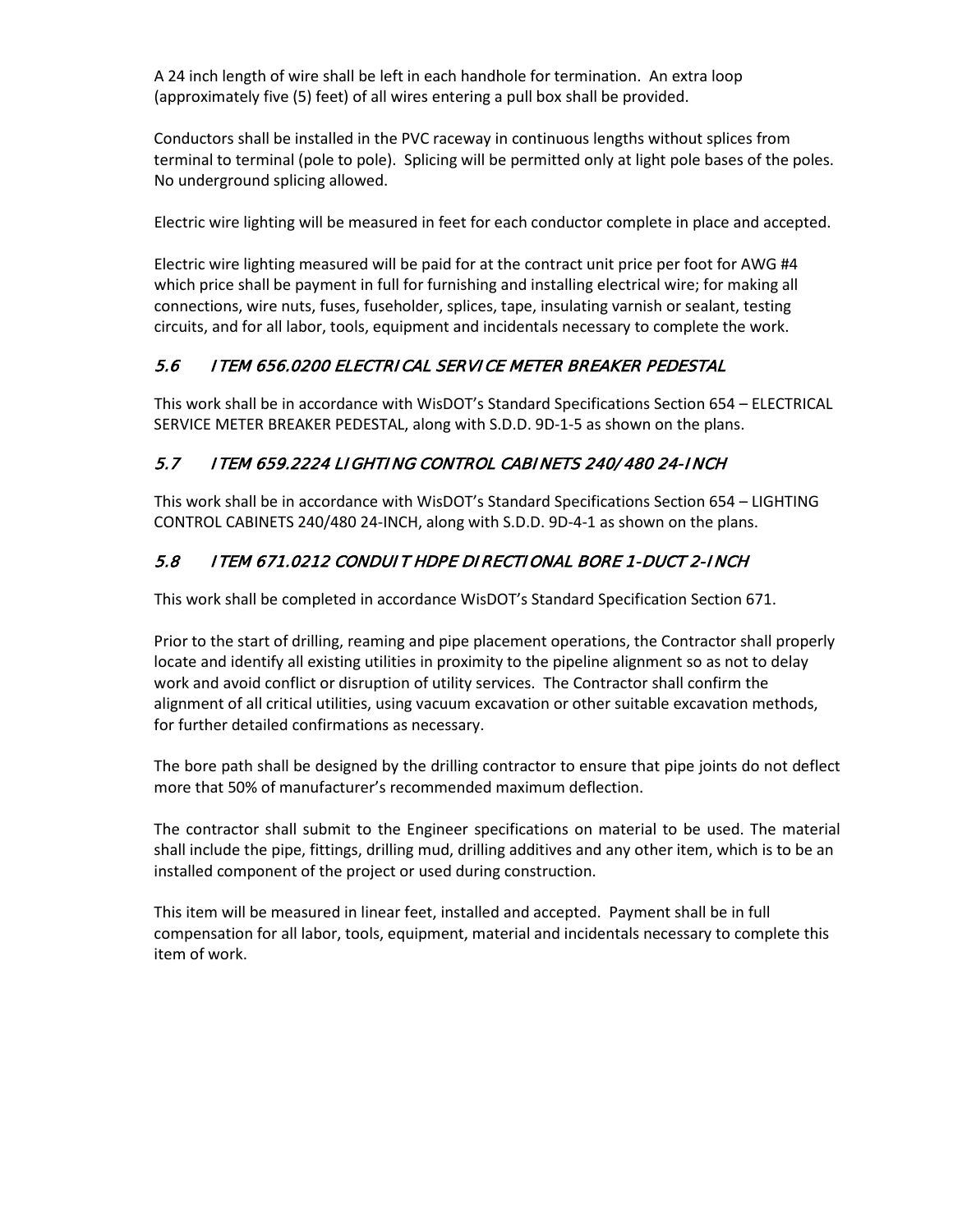A 24 inch length of wire shall be left in each handhole for termination. An extra loop (approximately five (5) feet) of all wires entering a pull box shall be provided.

Conductors shall be installed in the PVC raceway in continuous lengths without splices from terminal to terminal (pole to pole). Splicing will be permitted only at light pole bases of the poles. No underground splicing allowed.

Electric wire lighting will be measured in feet for each conductor complete in place and accepted.

Electric wire lighting measured will be paid for at the contract unit price per foot for AWG #4 which price shall be payment in full for furnishing and installing electrical wire; for making all connections, wire nuts, fuses, fuseholder, splices, tape, insulating varnish or sealant, testing circuits, and for all labor, tools, equipment and incidentals necessary to complete the work.

### *5.6 ITEM 656.0200 ELECTRICAL SERVICE METER BREAKER PEDESTAL*

This work shall be in accordance with WisDOT's Standard Specifications Section 654 – ELECTRICAL SERVICE METER BREAKER PEDESTAL, along with S.D.D. 9D-1-5 as shown on the plans.

### *5.7 ITEM 659.2224 LIGHTING CONTROL CABINETS 240/480 24-INCH*

This work shall be in accordance with WisDOT's Standard Specifications Section 654 – LIGHTING CONTROL CABINETS 240/480 24-INCH, along with S.D.D. 9D-4-1 as shown on the plans.

### *5.8 ITEM 671.0212 CONDUIT HDPE DIRECTIONAL BORE 1-DUCT 2-INCH*

This work shall be completed in accordance WisDOT's Standard Specification Section 671.

Prior to the start of drilling, reaming and pipe placement operations, the Contractor shall properly locate and identify all existing utilities in proximity to the pipeline alignment so as not to delay work and avoid conflict or disruption of utility services. The Contractor shall confirm the alignment of all critical utilities, using vacuum excavation or other suitable excavation methods, for further detailed confirmations as necessary.

The bore path shall be designed by the drilling contractor to ensure that pipe joints do not deflect more that 50% of manufacturer's recommended maximum deflection.

The contractor shall submit to the Engineer specifications on material to be used. The material shall include the pipe, fittings, drilling mud, drilling additives and any other item, which is to be an installed component of the project or used during construction.

This item will be measured in linear feet, installed and accepted. Payment shall be in full compensation for all labor, tools, equipment, material and incidentals necessary to complete this item of work.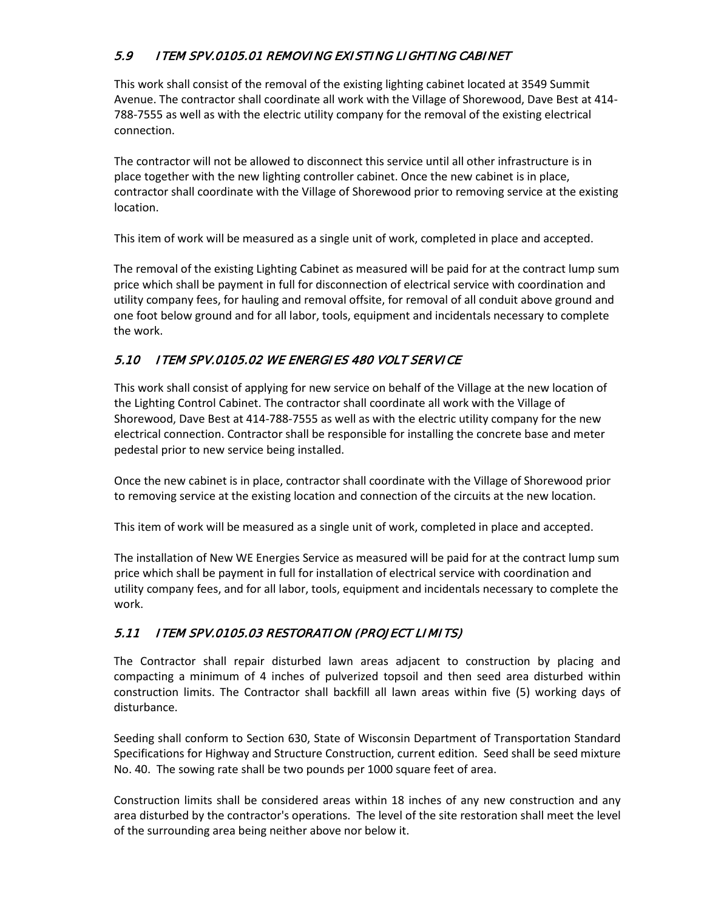### *5.9 ITEM SPV.0105.01 REMOVING EXISTING LIGHTING CABINET*

This work shall consist of the removal of the existing lighting cabinet located at 3549 Summit Avenue. The contractor shall coordinate all work with the Village of Shorewood, Dave Best at 414-788-7555 as well as with the electric utility company for the removal of the existing electrical connection.

The contractor will not be allowed to disconnect this service until all other infrastructure is in place together with the new lighting controller cabinet. Once the new cabinet is in place, contractor shall coordinate with the Village of Shorewood prior to removing service at the existing location.

This item of work will be measured as a single unit of work, completed in place and accepted.

The removal of the existing Lighting Cabinet as measured will be paid for at the contract lump sum price which shall be payment in full for disconnection of electrical service with coordination and utility company fees, for hauling and removal offsite, for removal of all conduit above ground and one foot below ground and for all labor, tools, equipment and incidentals necessary to complete the work.

### *5.10 ITEM SPV.0105.02 WE ENERGIES 480 VOLT SERVICE*

This work shall consist of applying for new service on behalf of the Village at the new location of the Lighting Control Cabinet. The contractor shall coordinate all work with the Village of Shorewood, Dave Best at 414-788-7555 as well as with the electric utility company for the new electrical connection. Contractor shall be responsible for installing the concrete base and meter pedestal prior to new service being installed.

Once the new cabinet is in place, contractor shall coordinate with the Village of Shorewood prior to removing service at the existing location and connection of the circuits at the new location.

This item of work will be measured as a single unit of work, completed in place and accepted.

The installation of New WE Energies Service as measured will be paid for at the contract lump sum price which shall be payment in full for installation of electrical service with coordination and utility company fees, and for all labor, tools, equipment and incidentals necessary to complete the work.

### *5.11 ITEM SPV.0105.03 RESTORATION (PROJECT LIMITS)*

The Contractor shall repair disturbed lawn areas adjacent to construction by placing and compacting a minimum of 4 inches of pulverized topsoil and then seed area disturbed within construction limits. The Contractor shall backfill all lawn areas within five (5) working days of disturbance.

Seeding shall conform to Section 630, State of Wisconsin Department of Transportation Standard Specifications for Highway and Structure Construction, current edition. Seed shall be seed mixture No. 40. The sowing rate shall be two pounds per 1000 square feet of area.

Construction limits shall be considered areas within 18 inches of any new construction and any area disturbed by the contractor's operations. The level of the site restoration shall meet the level of the surrounding area being neither above nor below it.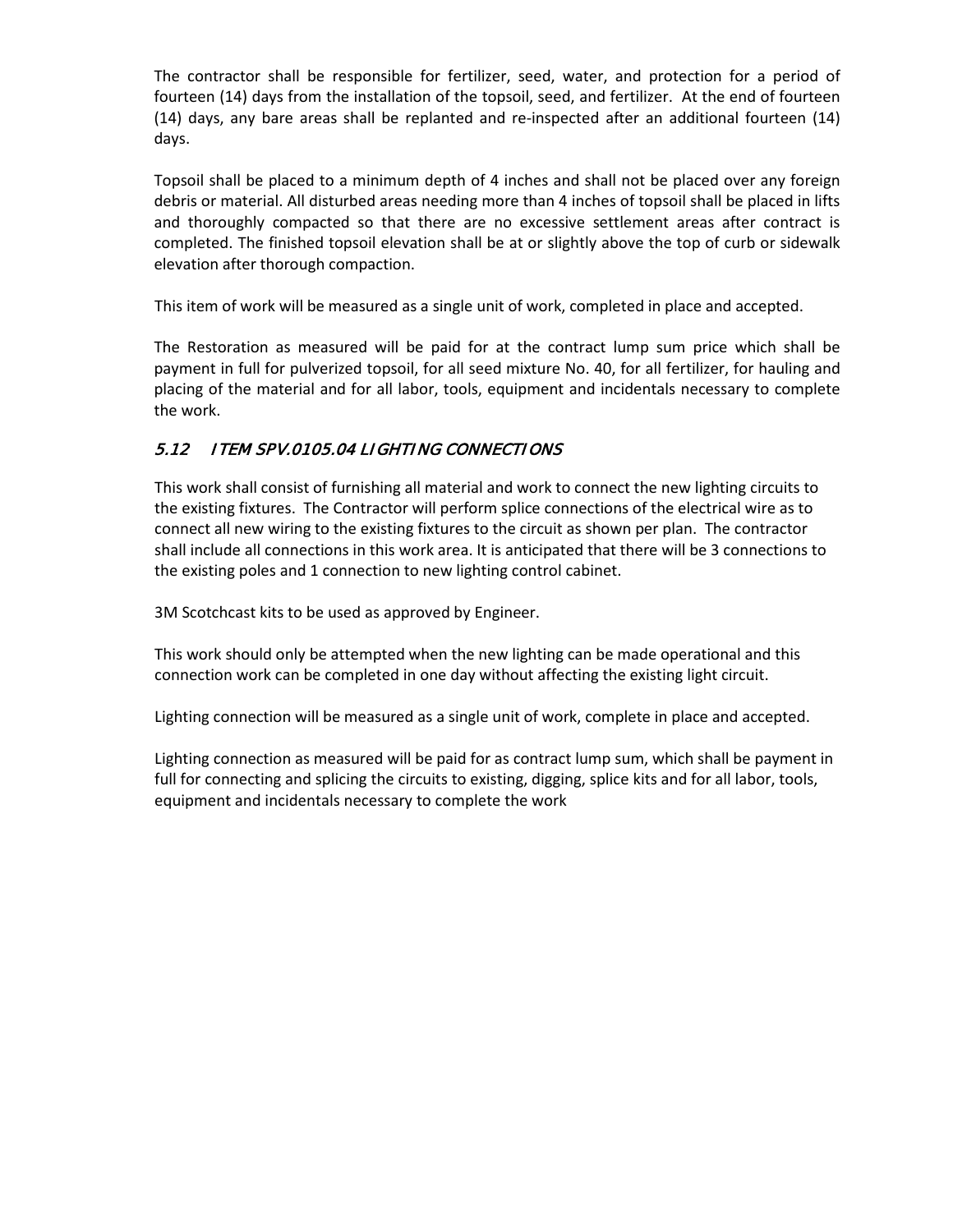The contractor shall be responsible for fertilizer, seed, water, and protection for a period of fourteen (14) days from the installation of the topsoil, seed, and fertilizer. At the end of fourteen (14) days, any bare areas shall be replanted and re-inspected after an additional fourteen (14) days.

Topsoil shall be placed to a minimum depth of 4 inches and shall not be placed over any foreign debris or material. All disturbed areas needing more than 4 inches of topsoil shall be placed in lifts and thoroughly compacted so that there are no excessive settlement areas after contract is completed. The finished topsoil elevation shall be at or slightly above the top of curb or sidewalk elevation after thorough compaction.

This item of work will be measured as a single unit of work, completed in place and accepted.

The Restoration as measured will be paid for at the contract lump sum price which shall be payment in full for pulverized topsoil, for all seed mixture No. 40, for all fertilizer, for hauling and placing of the material and for all labor, tools, equipment and incidentals necessary to complete the work.

## *5.12 ITEM SPV.0105.04 LIGHTING CONNECTIONS*

This work shall consist of furnishing all material and work to connect the new lighting circuits to the existing fixtures. The Contractor will perform splice connections of the electrical wire as to connect all new wiring to the existing fixtures to the circuit as shown per plan. The contractor shall include all connections in this work area. It is anticipated that there will be 3 connections to the existing poles and 1 connection to new lighting control cabinet.

3M Scotchcast kits to be used as approved by Engineer.

This work should only be attempted when the new lighting can be made operational and this connection work can be completed in one day without affecting the existing light circuit.

Lighting connection will be measured as a single unit of work, complete in place and accepted.

Lighting connection as measured will be paid for as contract lump sum, which shall be payment in full for connecting and splicing the circuits to existing, digging, splice kits and for all labor, tools, equipment and incidentals necessary to complete the work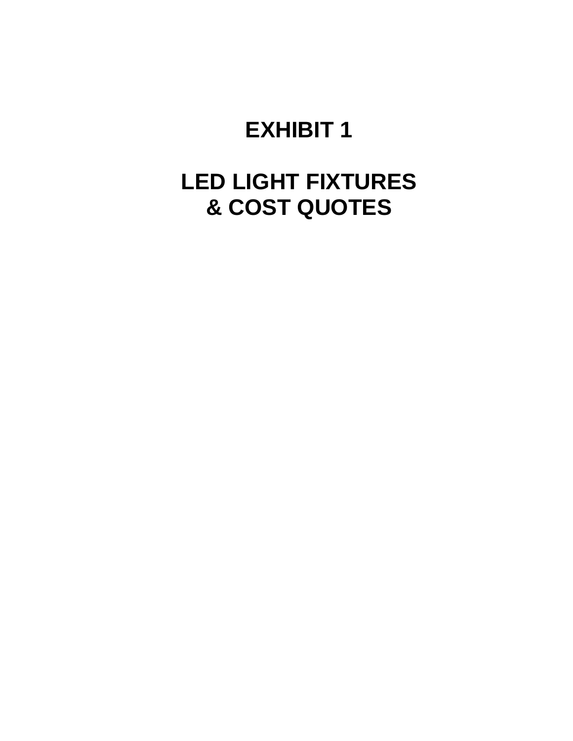# EXHIBIT 1

# LED LIGHT FIXTURES & COST QUOTES